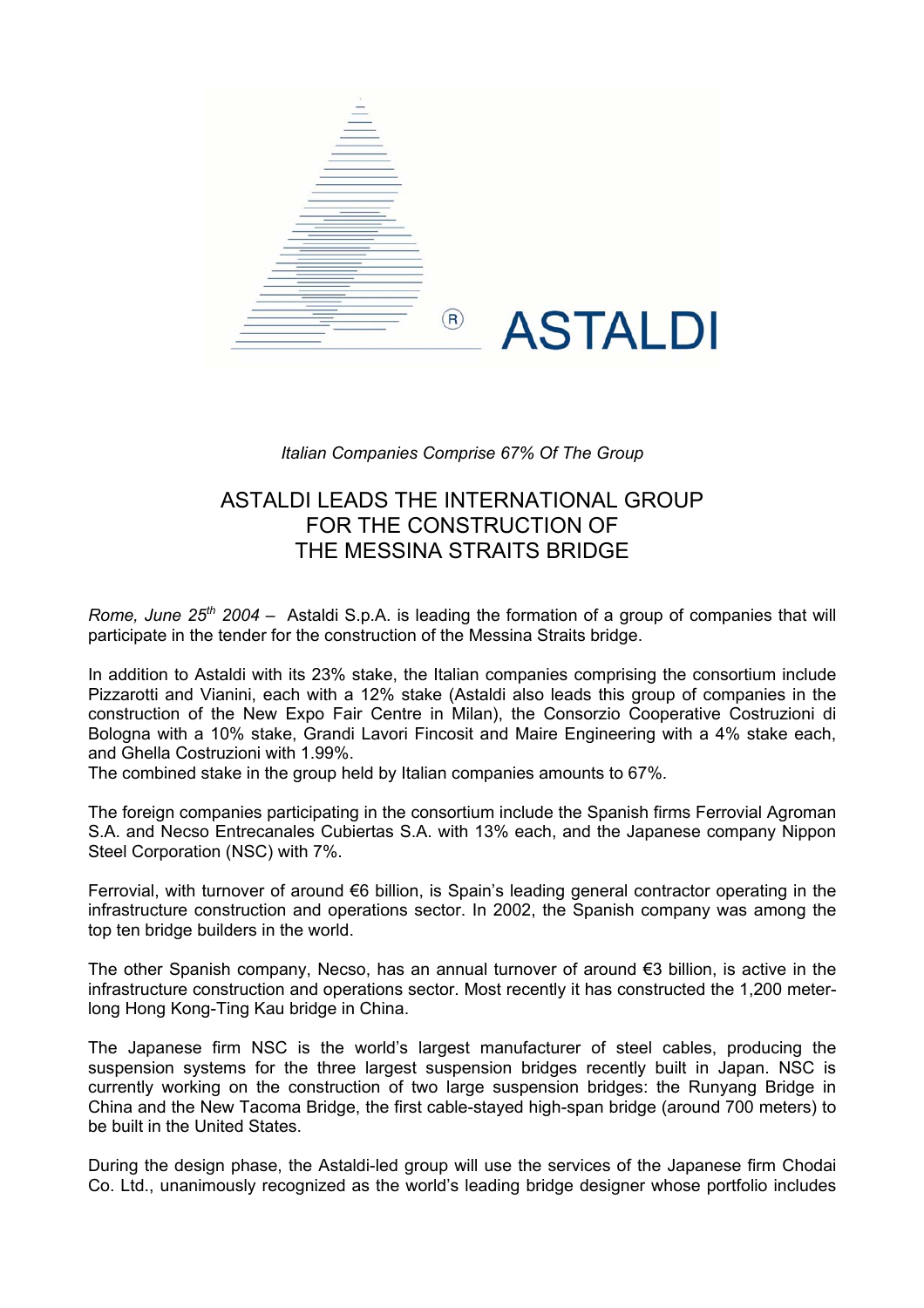ASTALDI

*Italian Companies Comprise 67% Of The Group*

# ASTALDI LEADS THE INTERNATIONAL GROUP FOR THE CONSTRUCTION OF THE MESSINA STRAITS BRIDGE

*Rome, June 25th 2004* – Astaldi S.p.A. is leading the formation of a group of companies that will participate in the tender for the construction of the Messina Straits bridge.

In addition to Astaldi with its 23% stake, the Italian companies comprising the consortium include Pizzarotti and Vianini, each with a 12% stake (Astaldi also leads this group of companies in the construction of the New Expo Fair Centre in Milan), the Consorzio Cooperative Costruzioni di Bologna with a 10% stake, Grandi Lavori Fincosit and Maire Engineering with a 4% stake each, and Ghella Costruzioni with 1.99%.
The combined stake in the group held by Italian companies amounts to 67%.

The foreign companies participating in the consortium include the Spanish firms Ferrovial Agroman S.A. and Necso Entrecanales Cubiertas S.A. with 13% each, and the Japanese company Nippon Steel Corporation (NSC) with 7%.

Ferrovial, with turnover of around €6 billion, is Spain's leading general contractor operating in the infrastructure construction and operations sector. In 2002, the Spanish company was among the top ten bridge builders in the world.

The other Spanish company, Necso, has an annual turnover of around €3 billion, is active in the infrastructure construction and operations sector. Most recently it has constructed the 1,200 meter-long Hong Kong-Ting Kau bridge in China.

The Japanese firm NSC is the world's largest manufacturer of steel cables, producing the suspension systems for the three largest suspension bridges recently built in Japan. NSC is currently working on the construction of two large suspension bridges: the Runyang Bridge in China and the New Tacoma Bridge, the first cable-stayed high-span bridge (around 700 meters) to be built in the United States.

During the design phase, the Astaldi-led group will use the services of the Japanese firm Chodai Co. Ltd., unanimously recognized as the world's leading bridge designer whose portfolio includes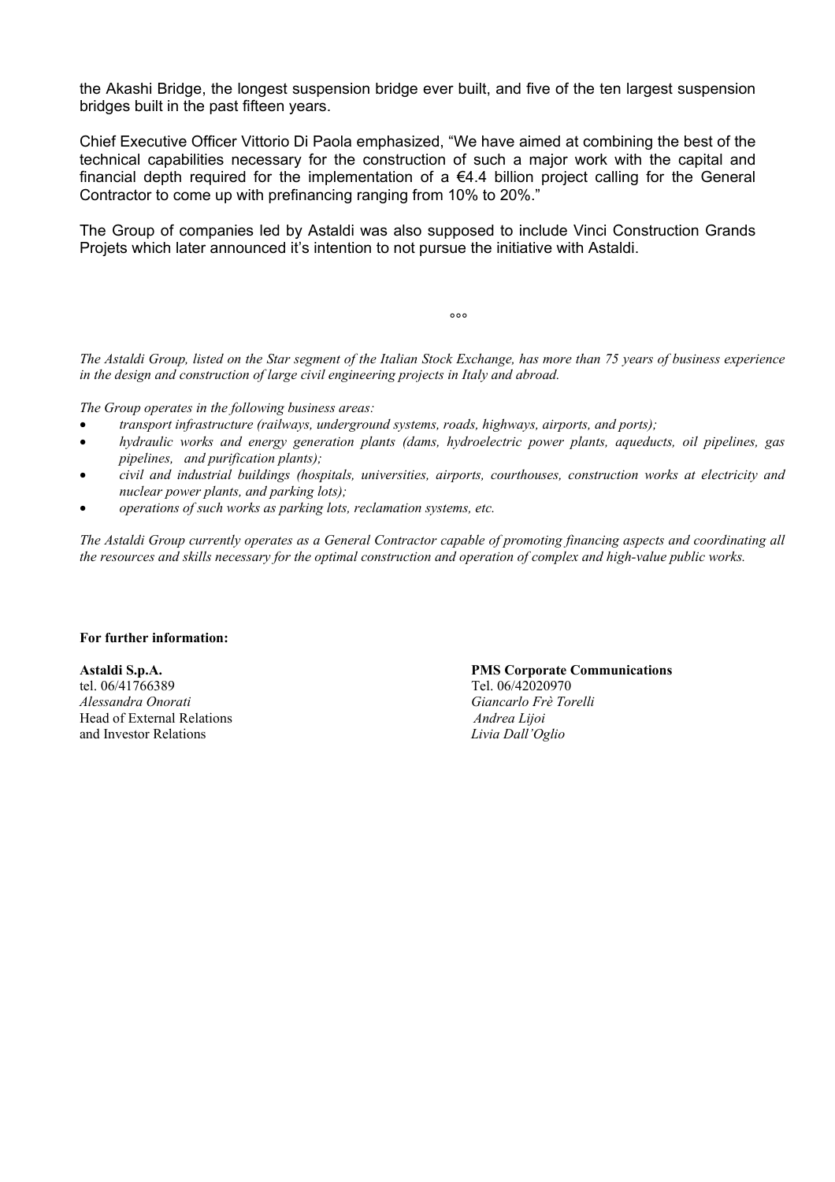the Akashi Bridge, the longest suspension bridge ever built, and five of the ten largest suspension bridges built in the past fifteen years.

Chief Executive Officer Vittorio Di Paola emphasized, "We have aimed at combining the best of the technical capabilities necessary for the construction of such a major work with the capital and financial depth required for the implementation of a €4.4 billion project calling for the General Contractor to come up with prefinancing ranging from 10% to 20%."

The Group of companies led by Astaldi was also supposed to include Vinci Construction Grands Projets which later announced it's intention to not pursue the initiative with Astaldi.

°°°

*The Astaldi Group, listed on the Star segment of the Italian Stock Exchange, has more than 75 years of business experience in the design and construction of large civil engineering projects in Italy and abroad.*

*The Group operates in the following business areas:*

- *transport infrastructure (railways, underground systems, roads, highways, airports, and ports);*
- *hydraulic works and energy generation plants (dams, hydroelectric power plants, aqueducts, oil pipelines, gas pipelines, and purification plants);*
- *civil and industrial buildings (hospitals, universities, airports, courthouses, construction works at electricity and nuclear power plants, and parking lots);*
- *operations of such works as parking lots, reclamation systems, etc.*

*The Astaldi Group currently operates as a General Contractor capable of promoting financing aspects and coordinating all the resources and skills necessary for the optimal construction and operation of complex and high-value public works.*

**For further information:**

**Astaldi S.p.A.**
tel. 06/41766389
*Alessandra Onorati*
Head of External Relations
and Investor Relations

**PMS Corporate Communications**
Tel. 06/42020970
*Giancarlo Frè Torelli*
*Andrea Lijoi*
*Livia Dall'Oglio*